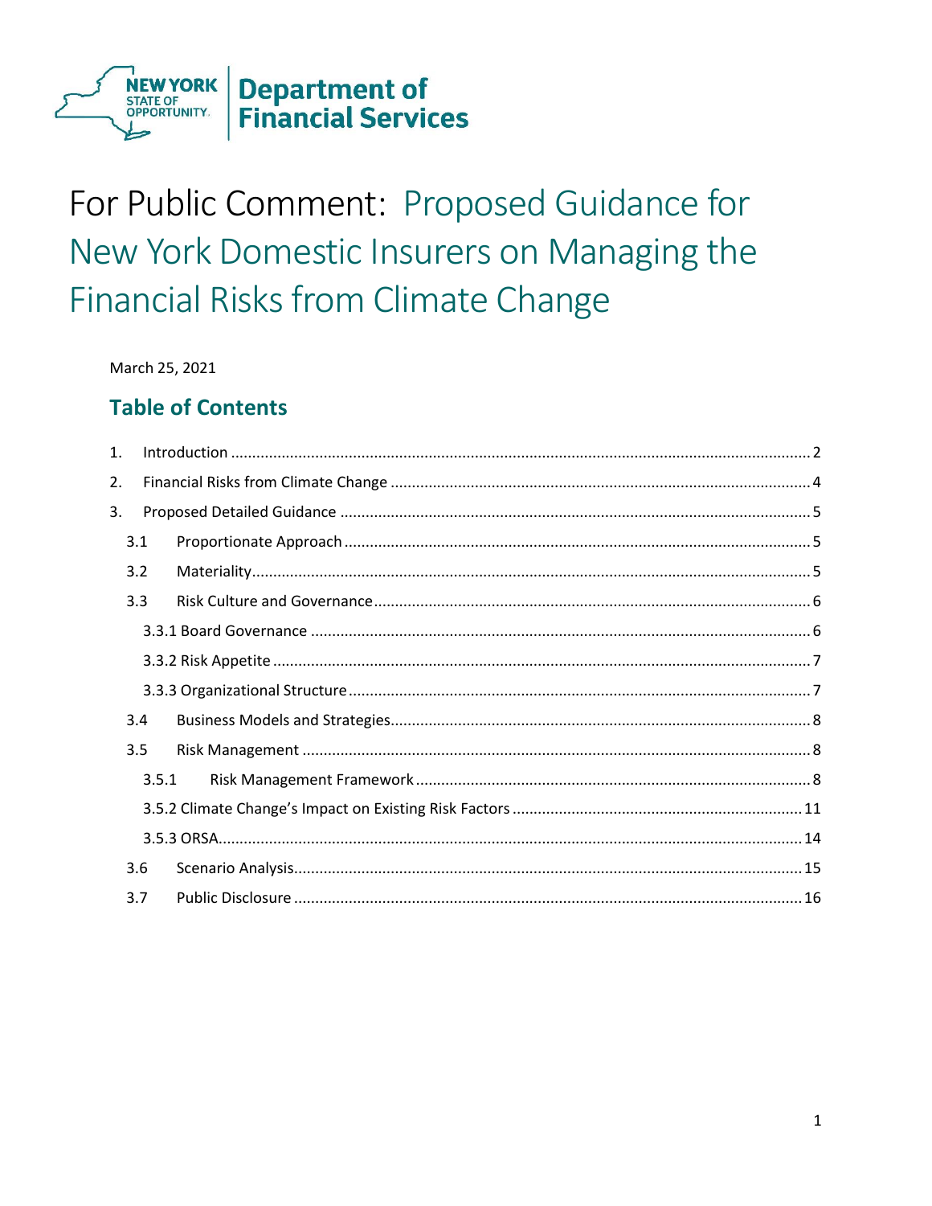NEW YORK STATE OF OPPORTUNITY | Department of Financial Services

# For Public Comment: Proposed Guidance for New York Domestic Insurers on Managing the Financial Risks from Climate Change

March 25, 2021

## Table of Contents

1. Introduction ..... 2
2. Financial Risks from Climate Change ..... 4
3. Proposed Detailed Guidance ..... 5
   - 3.1 Proportionate Approach ..... 5
   - 3.2 Materiality ..... 5
   - 3.3 Risk Culture and Governance ..... 6
     - 3.3.1 Board Governance ..... 6
     - 3.3.2 Risk Appetite ..... 7
     - 3.3.3 Organizational Structure ..... 7
   - 3.4 Business Models and Strategies ..... 8
   - 3.5 Risk Management ..... 8
     - 3.5.1 Risk Management Framework ..... 8
     - 3.5.2 Climate Change's Impact on Existing Risk Factors ..... 11
     - 3.5.3 ORSA ..... 14
   - 3.6 Scenario Analysis ..... 15
   - 3.7 Public Disclosure ..... 16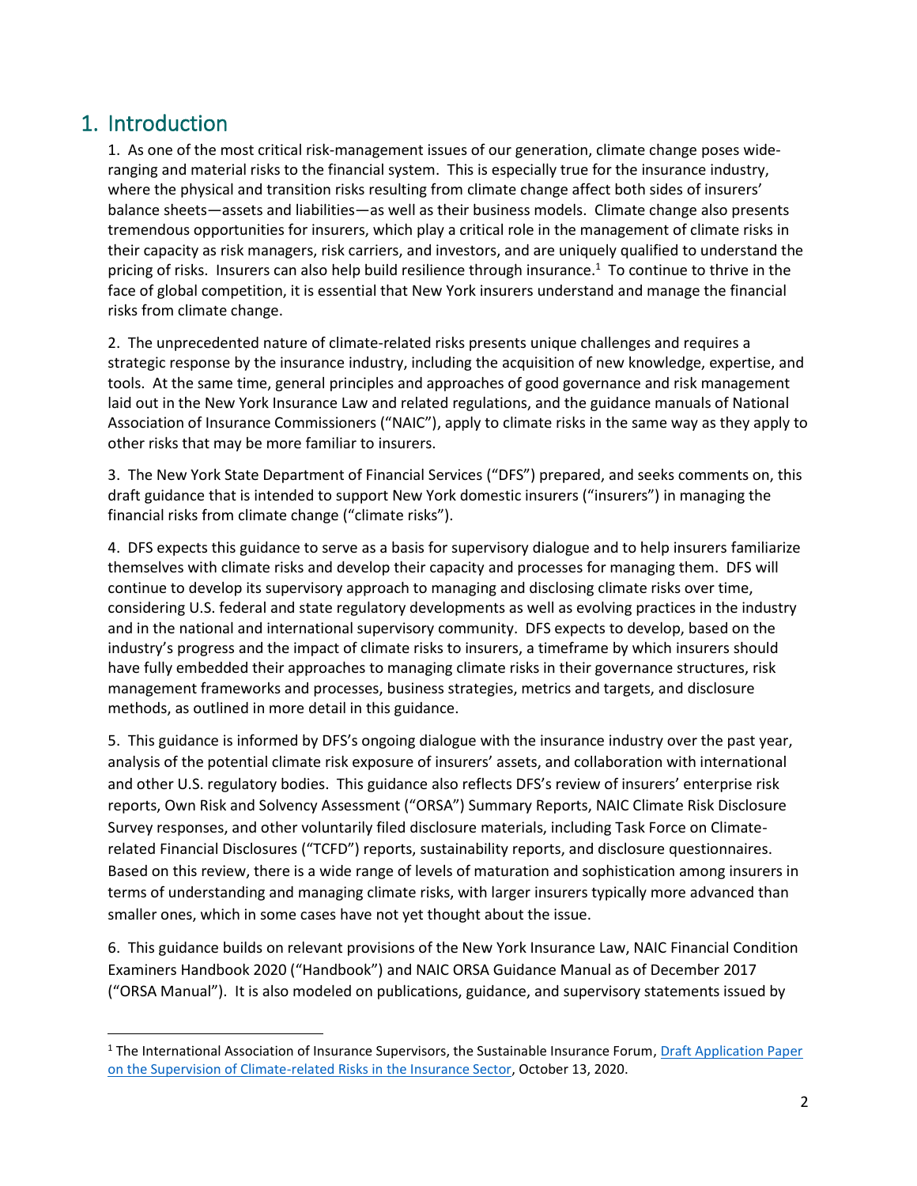# 1. Introduction

1. As one of the most critical risk-management issues of our generation, climate change poses wide-ranging and material risks to the financial system. This is especially true for the insurance industry, where the physical and transition risks resulting from climate change affect both sides of insurers' balance sheets—assets and liabilities—as well as their business models. Climate change also presents tremendous opportunities for insurers, which play a critical role in the management of climate risks in their capacity as risk managers, risk carriers, and investors, and are uniquely qualified to understand the pricing of risks. Insurers can also help build resilience through insurance.[1] To continue to thrive in the face of global competition, it is essential that New York insurers understand and manage the financial risks from climate change.

2. The unprecedented nature of climate-related risks presents unique challenges and requires a strategic response by the insurance industry, including the acquisition of new knowledge, expertise, and tools. At the same time, general principles and approaches of good governance and risk management laid out in the New York Insurance Law and related regulations, and the guidance manuals of National Association of Insurance Commissioners ("NAIC"), apply to climate risks in the same way as they apply to other risks that may be more familiar to insurers.

3. The New York State Department of Financial Services ("DFS") prepared, and seeks comments on, this draft guidance that is intended to support New York domestic insurers ("insurers") in managing the financial risks from climate change ("climate risks").

4. DFS expects this guidance to serve as a basis for supervisory dialogue and to help insurers familiarize themselves with climate risks and develop their capacity and processes for managing them. DFS will continue to develop its supervisory approach to managing and disclosing climate risks over time, considering U.S. federal and state regulatory developments as well as evolving practices in the industry and in the national and international supervisory community. DFS expects to develop, based on the industry's progress and the impact of climate risks to insurers, a timeframe by which insurers should have fully embedded their approaches to managing climate risks in their governance structures, risk management frameworks and processes, business strategies, metrics and targets, and disclosure methods, as outlined in more detail in this guidance.

5. This guidance is informed by DFS's ongoing dialogue with the insurance industry over the past year, analysis of the potential climate risk exposure of insurers' assets, and collaboration with international and other U.S. regulatory bodies. This guidance also reflects DFS's review of insurers' enterprise risk reports, Own Risk and Solvency Assessment ("ORSA") Summary Reports, NAIC Climate Risk Disclosure Survey responses, and other voluntarily filed disclosure materials, including Task Force on Climate-related Financial Disclosures ("TCFD") reports, sustainability reports, and disclosure questionnaires. Based on this review, there is a wide range of levels of maturation and sophistication among insurers in terms of understanding and managing climate risks, with larger insurers typically more advanced than smaller ones, which in some cases have not yet thought about the issue.

6. This guidance builds on relevant provisions of the New York Insurance Law, NAIC Financial Condition Examiners Handbook 2020 ("Handbook") and NAIC ORSA Guidance Manual as of December 2017 ("ORSA Manual"). It is also modeled on publications, guidance, and supervisory statements issued by

---

[1] The International Association of Insurance Supervisors, the Sustainable Insurance Forum, Draft Application Paper on the Supervision of Climate-related Risks in the Insurance Sector, October 13, 2020.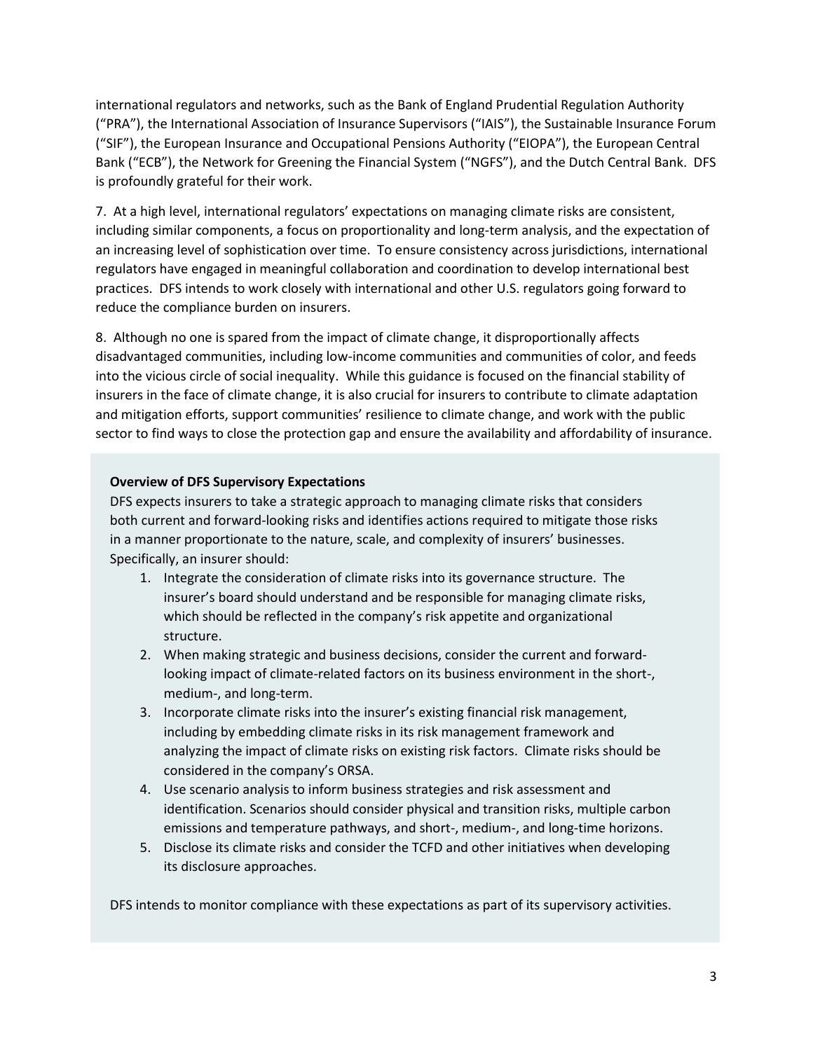international regulators and networks, such as the Bank of England Prudential Regulation Authority ("PRA"), the International Association of Insurance Supervisors ("IAIS"), the Sustainable Insurance Forum ("SIF"), the European Insurance and Occupational Pensions Authority ("EIOPA"), the European Central Bank ("ECB"), the Network for Greening the Financial System ("NGFS"), and the Dutch Central Bank. DFS is profoundly grateful for their work.

7. At a high level, international regulators' expectations on managing climate risks are consistent, including similar components, a focus on proportionality and long-term analysis, and the expectation of an increasing level of sophistication over time. To ensure consistency across jurisdictions, international regulators have engaged in meaningful collaboration and coordination to develop international best practices. DFS intends to work closely with international and other U.S. regulators going forward to reduce the compliance burden on insurers.

8. Although no one is spared from the impact of climate change, it disproportionally affects disadvantaged communities, including low-income communities and communities of color, and feeds into the vicious circle of social inequality. While this guidance is focused on the financial stability of insurers in the face of climate change, it is also crucial for insurers to contribute to climate adaptation and mitigation efforts, support communities' resilience to climate change, and work with the public sector to find ways to close the protection gap and ensure the availability and affordability of insurance.

**Overview of DFS Supervisory Expectations**

DFS expects insurers to take a strategic approach to managing climate risks that considers both current and forward-looking risks and identifies actions required to mitigate those risks in a manner proportionate to the nature, scale, and complexity of insurers' businesses. Specifically, an insurer should:

1. Integrate the consideration of climate risks into its governance structure. The insurer's board should understand and be responsible for managing climate risks, which should be reflected in the company's risk appetite and organizational structure.
2. When making strategic and business decisions, consider the current and forward-looking impact of climate-related factors on its business environment in the short-, medium-, and long-term.
3. Incorporate climate risks into the insurer's existing financial risk management, including by embedding climate risks in its risk management framework and analyzing the impact of climate risks on existing risk factors. Climate risks should be considered in the company's ORSA.
4. Use scenario analysis to inform business strategies and risk assessment and identification. Scenarios should consider physical and transition risks, multiple carbon emissions and temperature pathways, and short-, medium-, and long-time horizons.
5. Disclose its climate risks and consider the TCFD and other initiatives when developing its disclosure approaches.

DFS intends to monitor compliance with these expectations as part of its supervisory activities.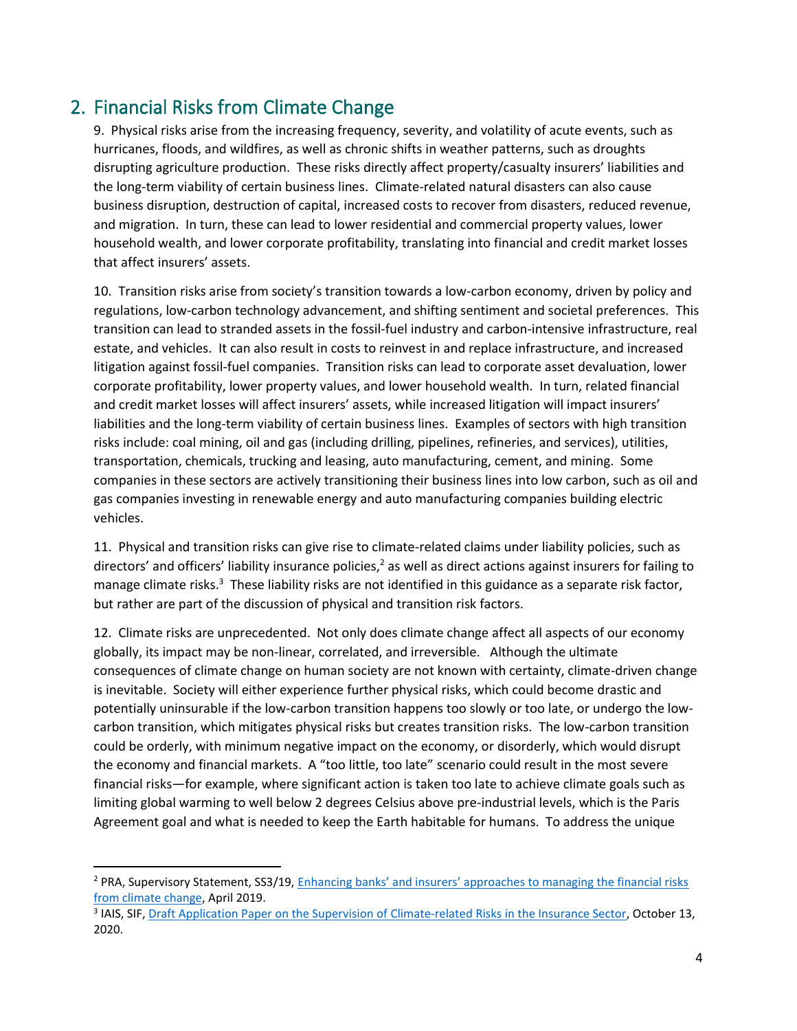## 2. Financial Risks from Climate Change

9. Physical risks arise from the increasing frequency, severity, and volatility of acute events, such as hurricanes, floods, and wildfires, as well as chronic shifts in weather patterns, such as droughts disrupting agriculture production. These risks directly affect property/casualty insurers' liabilities and the long-term viability of certain business lines. Climate-related natural disasters can also cause business disruption, destruction of capital, increased costs to recover from disasters, reduced revenue, and migration. In turn, these can lead to lower residential and commercial property values, lower household wealth, and lower corporate profitability, translating into financial and credit market losses that affect insurers' assets.

10. Transition risks arise from society's transition towards a low-carbon economy, driven by policy and regulations, low-carbon technology advancement, and shifting sentiment and societal preferences. This transition can lead to stranded assets in the fossil-fuel industry and carbon-intensive infrastructure, real estate, and vehicles. It can also result in costs to reinvest in and replace infrastructure, and increased litigation against fossil-fuel companies. Transition risks can lead to corporate asset devaluation, lower corporate profitability, lower property values, and lower household wealth. In turn, related financial and credit market losses will affect insurers' assets, while increased litigation will impact insurers' liabilities and the long-term viability of certain business lines. Examples of sectors with high transition risks include: coal mining, oil and gas (including drilling, pipelines, refineries, and services), utilities, transportation, chemicals, trucking and leasing, auto manufacturing, cement, and mining. Some companies in these sectors are actively transitioning their business lines into low carbon, such as oil and gas companies investing in renewable energy and auto manufacturing companies building electric vehicles.

11. Physical and transition risks can give rise to climate-related claims under liability policies, such as directors' and officers' liability insurance policies,[2] as well as direct actions against insurers for failing to manage climate risks.[3] These liability risks are not identified in this guidance as a separate risk factor, but rather are part of the discussion of physical and transition risk factors.

12. Climate risks are unprecedented. Not only does climate change affect all aspects of our economy globally, its impact may be non-linear, correlated, and irreversible. Although the ultimate consequences of climate change on human society are not known with certainty, climate-driven change is inevitable. Society will either experience further physical risks, which could become drastic and potentially uninsurable if the low-carbon transition happens too slowly or too late, or undergo the low-carbon transition, which mitigates physical risks but creates transition risks. The low-carbon transition could be orderly, with minimum negative impact on the economy, or disorderly, which would disrupt the economy and financial markets. A "too little, too late" scenario could result in the most severe financial risks—for example, where significant action is taken too late to achieve climate goals such as limiting global warming to well below 2 degrees Celsius above pre-industrial levels, which is the Paris Agreement goal and what is needed to keep the Earth habitable for humans. To address the unique

---

[2] PRA, Supervisory Statement, SS3/19, Enhancing banks' and insurers' approaches to managing the financial risks from climate change, April 2019.

[3] IAIS, SIF, Draft Application Paper on the Supervision of Climate-related Risks in the Insurance Sector, October 13, 2020.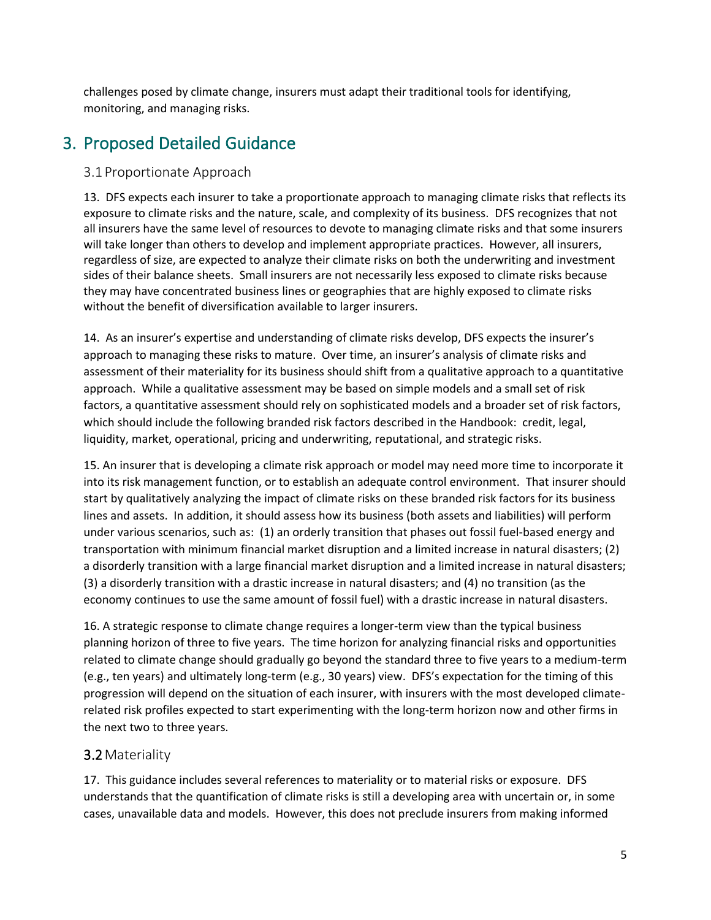challenges posed by climate change, insurers must adapt their traditional tools for identifying, monitoring, and managing risks.

# 3. Proposed Detailed Guidance

## 3.1 Proportionate Approach

13. DFS expects each insurer to take a proportionate approach to managing climate risks that reflects its exposure to climate risks and the nature, scale, and complexity of its business. DFS recognizes that not all insurers have the same level of resources to devote to managing climate risks and that some insurers will take longer than others to develop and implement appropriate practices. However, all insurers, regardless of size, are expected to analyze their climate risks on both the underwriting and investment sides of their balance sheets. Small insurers are not necessarily less exposed to climate risks because they may have concentrated business lines or geographies that are highly exposed to climate risks without the benefit of diversification available to larger insurers.

14. As an insurer's expertise and understanding of climate risks develop, DFS expects the insurer's approach to managing these risks to mature. Over time, an insurer's analysis of climate risks and assessment of their materiality for its business should shift from a qualitative approach to a quantitative approach. While a qualitative assessment may be based on simple models and a small set of risk factors, a quantitative assessment should rely on sophisticated models and a broader set of risk factors, which should include the following branded risk factors described in the Handbook: credit, legal, liquidity, market, operational, pricing and underwriting, reputational, and strategic risks.

15. An insurer that is developing a climate risk approach or model may need more time to incorporate it into its risk management function, or to establish an adequate control environment. That insurer should start by qualitatively analyzing the impact of climate risks on these branded risk factors for its business lines and assets. In addition, it should assess how its business (both assets and liabilities) will perform under various scenarios, such as: (1) an orderly transition that phases out fossil fuel-based energy and transportation with minimum financial market disruption and a limited increase in natural disasters; (2) a disorderly transition with a large financial market disruption and a limited increase in natural disasters; (3) a disorderly transition with a drastic increase in natural disasters; and (4) no transition (as the economy continues to use the same amount of fossil fuel) with a drastic increase in natural disasters.

16. A strategic response to climate change requires a longer-term view than the typical business planning horizon of three to five years. The time horizon for analyzing financial risks and opportunities related to climate change should gradually go beyond the standard three to five years to a medium-term (e.g., ten years) and ultimately long-term (e.g., 30 years) view. DFS's expectation for the timing of this progression will depend on the situation of each insurer, with insurers with the most developed climate-related risk profiles expected to start experimenting with the long-term horizon now and other firms in the next two to three years.

## 3.2 Materiality

17. This guidance includes several references to materiality or to material risks or exposure. DFS understands that the quantification of climate risks is still a developing area with uncertain or, in some cases, unavailable data and models. However, this does not preclude insurers from making informed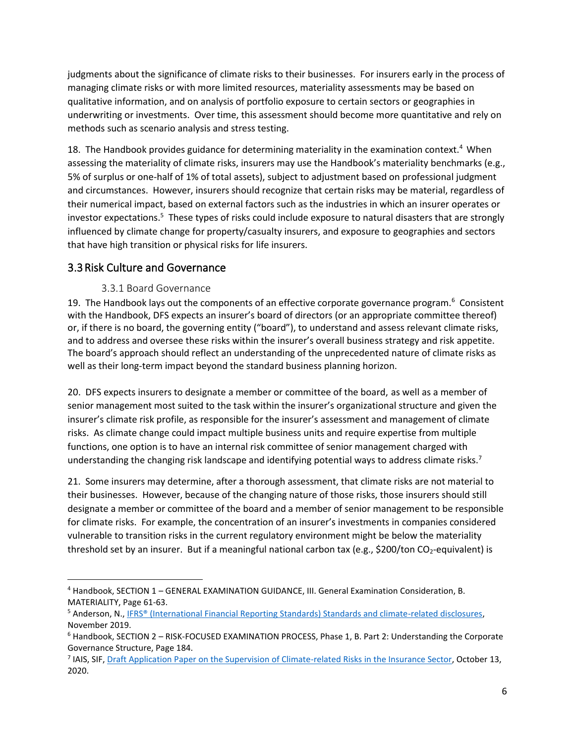judgments about the significance of climate risks to their businesses. For insurers early in the process of managing climate risks or with more limited resources, materiality assessments may be based on qualitative information, and on analysis of portfolio exposure to certain sectors or geographies in underwriting or investments. Over time, this assessment should become more quantitative and rely on methods such as scenario analysis and stress testing.

18. The Handbook provides guidance for determining materiality in the examination context.[4] When assessing the materiality of climate risks, insurers may use the Handbook's materiality benchmarks (e.g., 5% of surplus or one-half of 1% of total assets), subject to adjustment based on professional judgment and circumstances. However, insurers should recognize that certain risks may be material, regardless of their numerical impact, based on external factors such as the industries in which an insurer operates or investor expectations.[5] These types of risks could include exposure to natural disasters that are strongly influenced by climate change for property/casualty insurers, and exposure to geographies and sectors that have high transition or physical risks for life insurers.

## 3.3 Risk Culture and Governance

### 3.3.1 Board Governance

19. The Handbook lays out the components of an effective corporate governance program.[6] Consistent with the Handbook, DFS expects an insurer's board of directors (or an appropriate committee thereof) or, if there is no board, the governing entity ("board"), to understand and assess relevant climate risks, and to address and oversee these risks within the insurer's overall business strategy and risk appetite. The board's approach should reflect an understanding of the unprecedented nature of climate risks as well as their long-term impact beyond the standard business planning horizon.

20. DFS expects insurers to designate a member or committee of the board, as well as a member of senior management most suited to the task within the insurer's organizational structure and given the insurer's climate risk profile, as responsible for the insurer's assessment and management of climate risks. As climate change could impact multiple business units and require expertise from multiple functions, one option is to have an internal risk committee of senior management charged with understanding the changing risk landscape and identifying potential ways to address climate risks.[7]

21. Some insurers may determine, after a thorough assessment, that climate risks are not material to their businesses. However, because of the changing nature of those risks, those insurers should still designate a member or committee of the board and a member of senior management to be responsible for climate risks. For example, the concentration of an insurer's investments in companies considered vulnerable to transition risks in the current regulatory environment might be below the materiality threshold set by an insurer. But if a meaningful national carbon tax (e.g., \$200/ton $CO_2$-equivalent) is

---

[4] Handbook, SECTION 1 – GENERAL EXAMINATION GUIDANCE, III. General Examination Consideration, B. MATERIALITY, Page 61-63.

[5] Anderson, N., [IFRS® (International Financial Reporting Standards) Standards and climate-related disclosures](), November 2019.

[6] Handbook, SECTION 2 – RISK-FOCUSED EXAMINATION PROCESS, Phase 1, B. Part 2: Understanding the Corporate Governance Structure, Page 184.

[7] IAIS, SIF, [Draft Application Paper on the Supervision of Climate-related Risks in the Insurance Sector](), October 13, 2020.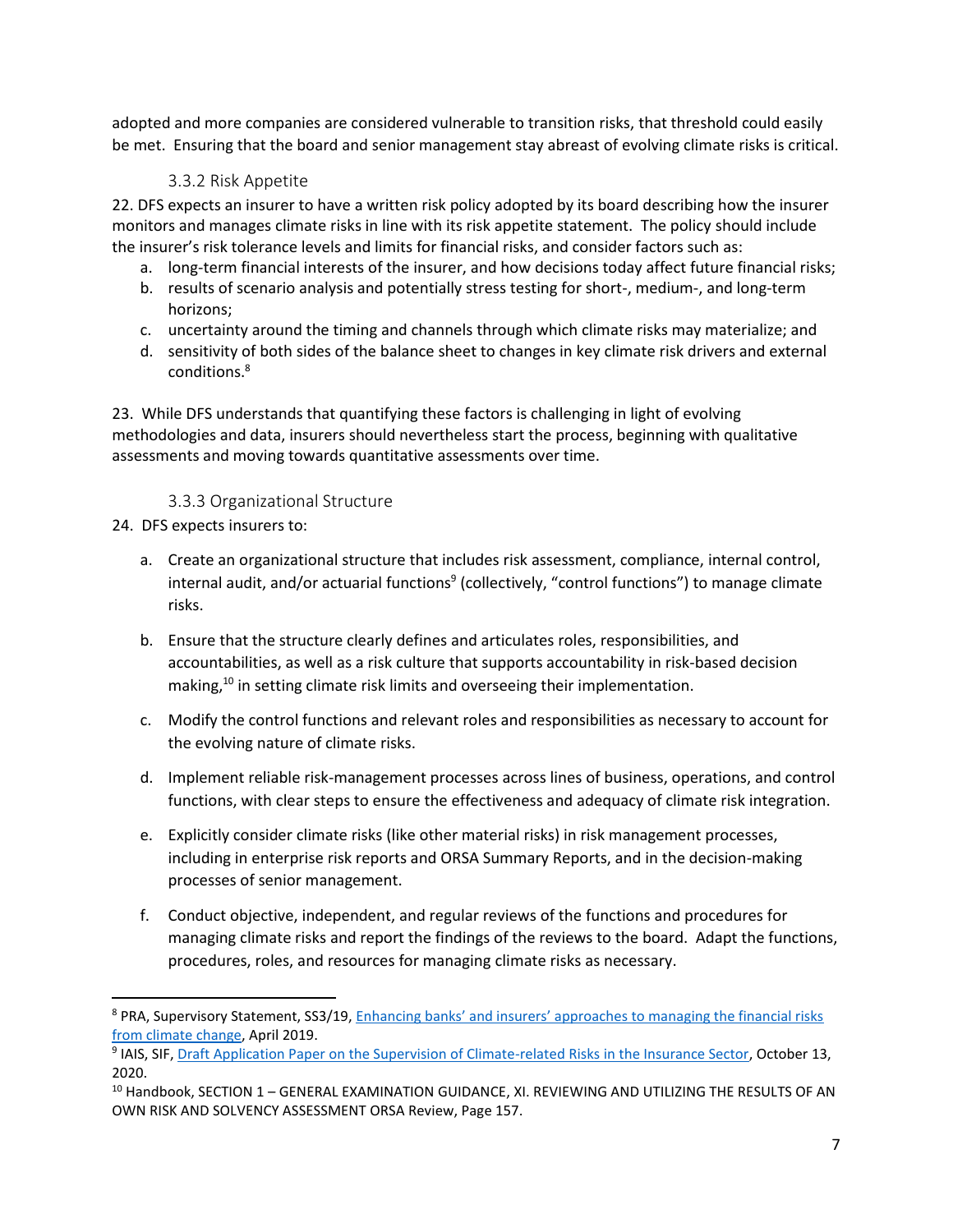adopted and more companies are considered vulnerable to transition risks, that threshold could easily be met. Ensuring that the board and senior management stay abreast of evolving climate risks is critical.

### 3.3.2 Risk Appetite

22. DFS expects an insurer to have a written risk policy adopted by its board describing how the insurer monitors and manages climate risks in line with its risk appetite statement. The policy should include the insurer's risk tolerance levels and limits for financial risks, and consider factors such as:

   a. long-term financial interests of the insurer, and how decisions today affect future financial risks;
   b. results of scenario analysis and potentially stress testing for short-, medium-, and long-term horizons;
   c. uncertainty around the timing and channels through which climate risks may materialize; and
   d. sensitivity of both sides of the balance sheet to changes in key climate risk drivers and external conditions.[8]

23. While DFS understands that quantifying these factors is challenging in light of evolving methodologies and data, insurers should nevertheless start the process, beginning with qualitative assessments and moving towards quantitative assessments over time.

### 3.3.3 Organizational Structure

24. DFS expects insurers to:

   a. Create an organizational structure that includes risk assessment, compliance, internal control, internal audit, and/or actuarial functions[9] (collectively, "control functions") to manage climate risks.

   b. Ensure that the structure clearly defines and articulates roles, responsibilities, and accountabilities, as well as a risk culture that supports accountability in risk-based decision making,[10] in setting climate risk limits and overseeing their implementation.

   c. Modify the control functions and relevant roles and responsibilities as necessary to account for the evolving nature of climate risks.

   d. Implement reliable risk-management processes across lines of business, operations, and control functions, with clear steps to ensure the effectiveness and adequacy of climate risk integration.

   e. Explicitly consider climate risks (like other material risks) in risk management processes, including in enterprise risk reports and ORSA Summary Reports, and in the decision-making processes of senior management.

   f. Conduct objective, independent, and regular reviews of the functions and procedures for managing climate risks and report the findings of the reviews to the board. Adapt the functions, procedures, roles, and resources for managing climate risks as necessary.

---

[8] PRA, Supervisory Statement, SS3/19, Enhancing banks' and insurers' approaches to managing the financial risks from climate change, April 2019.

[9] IAIS, SIF, Draft Application Paper on the Supervision of Climate-related Risks in the Insurance Sector, October 13, 2020.

[10] Handbook, SECTION 1 – GENERAL EXAMINATION GUIDANCE, XI. REVIEWING AND UTILIZING THE RESULTS OF AN OWN RISK AND SOLVENCY ASSESSMENT ORSA Review, Page 157.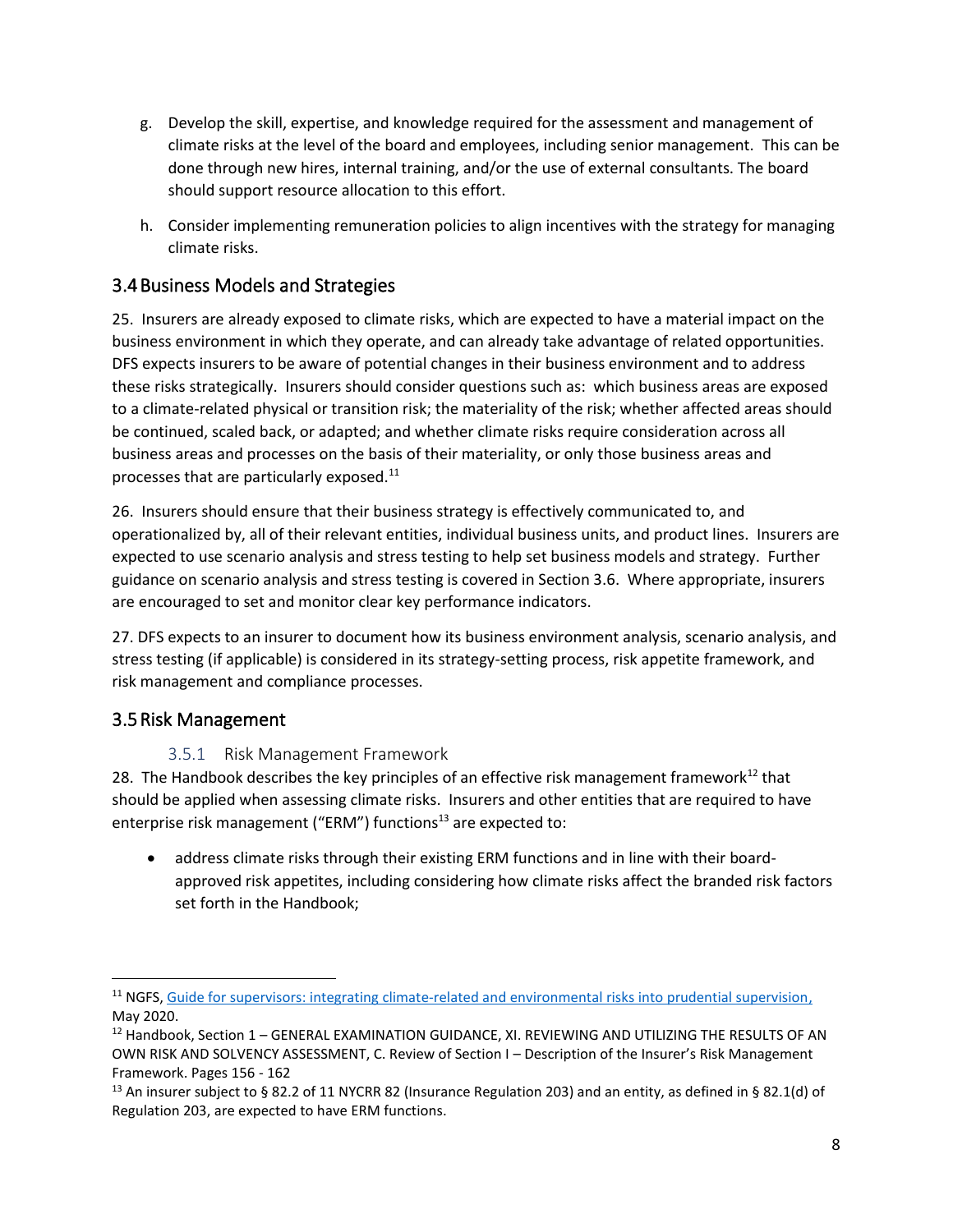g. Develop the skill, expertise, and knowledge required for the assessment and management of climate risks at the level of the board and employees, including senior management. This can be done through new hires, internal training, and/or the use of external consultants. The board should support resource allocation to this effort.

h. Consider implementing remuneration policies to align incentives with the strategy for managing climate risks.

## 3.4 Business Models and Strategies

25. Insurers are already exposed to climate risks, which are expected to have a material impact on the business environment in which they operate, and can already take advantage of related opportunities. DFS expects insurers to be aware of potential changes in their business environment and to address these risks strategically. Insurers should consider questions such as: which business areas are exposed to a climate-related physical or transition risk; the materiality of the risk; whether affected areas should be continued, scaled back, or adapted; and whether climate risks require consideration across all business areas and processes on the basis of their materiality, or only those business areas and processes that are particularly exposed.[11]

26. Insurers should ensure that their business strategy is effectively communicated to, and operationalized by, all of their relevant entities, individual business units, and product lines. Insurers are expected to use scenario analysis and stress testing to help set business models and strategy. Further guidance on scenario analysis and stress testing is covered in Section 3.6. Where appropriate, insurers are encouraged to set and monitor clear key performance indicators.

27. DFS expects to an insurer to document how its business environment analysis, scenario analysis, and stress testing (if applicable) is considered in its strategy-setting process, risk appetite framework, and risk management and compliance processes.

## 3.5 Risk Management

### 3.5.1 Risk Management Framework

28. The Handbook describes the key principles of an effective risk management framework[12] that should be applied when assessing climate risks. Insurers and other entities that are required to have enterprise risk management ("ERM") functions[13] are expected to:

- address climate risks through their existing ERM functions and in line with their board-approved risk appetites, including considering how climate risks affect the branded risk factors set forth in the Handbook;

---

[11] NGFS, Guide for supervisors: integrating climate-related and environmental risks into prudential supervision, May 2020.

[12] Handbook, Section 1 – GENERAL EXAMINATION GUIDANCE, XI. REVIEWING AND UTILIZING THE RESULTS OF AN OWN RISK AND SOLVENCY ASSESSMENT, C. Review of Section I – Description of the Insurer's Risk Management Framework. Pages 156 - 162

[13] An insurer subject to § 82.2 of 11 NYCRR 82 (Insurance Regulation 203) and an entity, as defined in § 82.1(d) of Regulation 203, are expected to have ERM functions.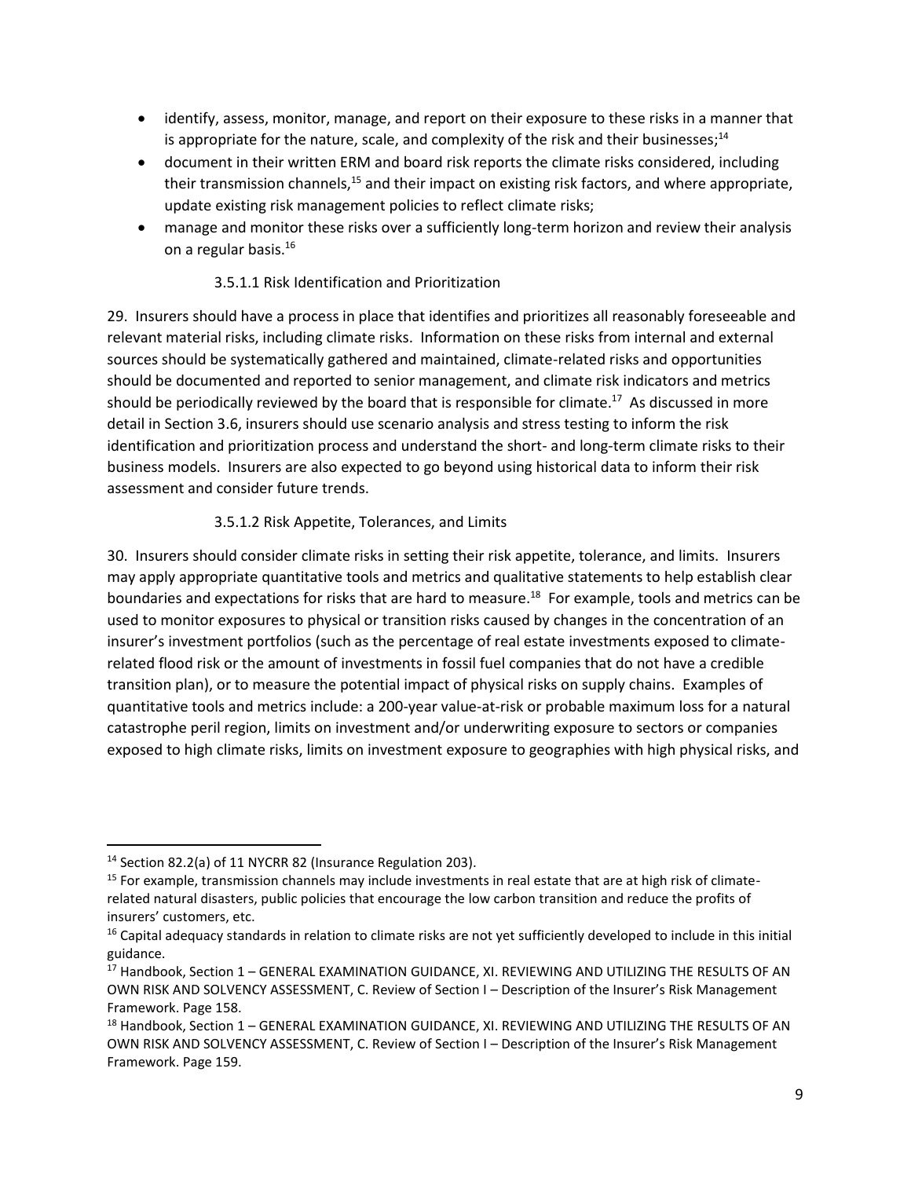- identify, assess, monitor, manage, and report on their exposure to these risks in a manner that is appropriate for the nature, scale, and complexity of the risk and their businesses;[14]
- document in their written ERM and board risk reports the climate risks considered, including their transmission channels,[15] and their impact on existing risk factors, and where appropriate, update existing risk management policies to reflect climate risks;
- manage and monitor these risks over a sufficiently long-term horizon and review their analysis on a regular basis.[16]

#### 3.5.1.1 Risk Identification and Prioritization

29. Insurers should have a process in place that identifies and prioritizes all reasonably foreseeable and relevant material risks, including climate risks. Information on these risks from internal and external sources should be systematically gathered and maintained, climate-related risks and opportunities should be documented and reported to senior management, and climate risk indicators and metrics should be periodically reviewed by the board that is responsible for climate.[17] As discussed in more detail in Section 3.6, insurers should use scenario analysis and stress testing to inform the risk identification and prioritization process and understand the short- and long-term climate risks to their business models. Insurers are also expected to go beyond using historical data to inform their risk assessment and consider future trends.

#### 3.5.1.2 Risk Appetite, Tolerances, and Limits

30. Insurers should consider climate risks in setting their risk appetite, tolerance, and limits. Insurers may apply appropriate quantitative tools and metrics and qualitative statements to help establish clear boundaries and expectations for risks that are hard to measure.[18] For example, tools and metrics can be used to monitor exposures to physical or transition risks caused by changes in the concentration of an insurer's investment portfolios (such as the percentage of real estate investments exposed to climate-related flood risk or the amount of investments in fossil fuel companies that do not have a credible transition plan), or to measure the potential impact of physical risks on supply chains. Examples of quantitative tools and metrics include: a 200-year value-at-risk or probable maximum loss for a natural catastrophe peril region, limits on investment and/or underwriting exposure to sectors or companies exposed to high climate risks, limits on investment exposure to geographies with high physical risks, and

---

[14] Section 82.2(a) of 11 NYCRR 82 (Insurance Regulation 203).

[15] For example, transmission channels may include investments in real estate that are at high risk of climate-related natural disasters, public policies that encourage the low carbon transition and reduce the profits of insurers' customers, etc.

[16] Capital adequacy standards in relation to climate risks are not yet sufficiently developed to include in this initial guidance.

[17] Handbook, Section 1 – GENERAL EXAMINATION GUIDANCE, XI. REVIEWING AND UTILIZING THE RESULTS OF AN OWN RISK AND SOLVENCY ASSESSMENT, C. Review of Section I – Description of the Insurer's Risk Management Framework. Page 158.

[18] Handbook, Section 1 – GENERAL EXAMINATION GUIDANCE, XI. REVIEWING AND UTILIZING THE RESULTS OF AN OWN RISK AND SOLVENCY ASSESSMENT, C. Review of Section I – Description of the Insurer's Risk Management Framework. Page 159.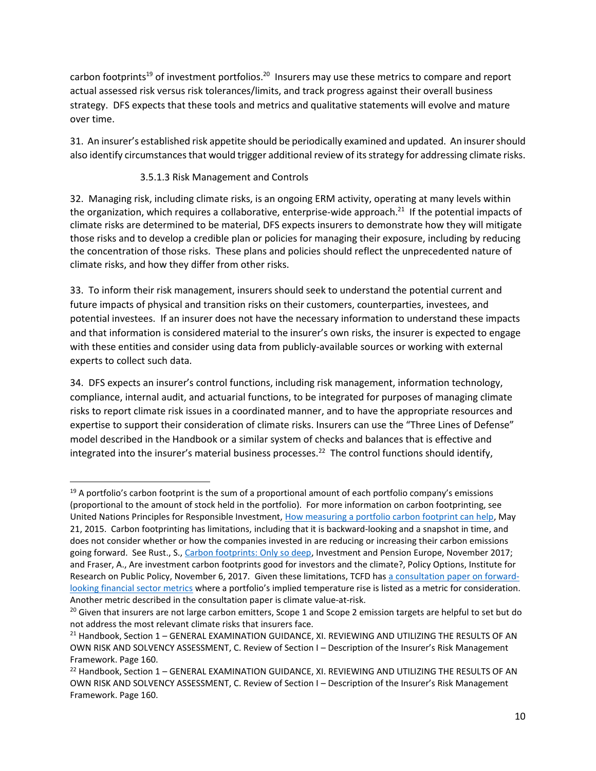carbon footprints[19] of investment portfolios.[20] Insurers may use these metrics to compare and report actual assessed risk versus risk tolerances/limits, and track progress against their overall business strategy. DFS expects that these tools and metrics and qualitative statements will evolve and mature over time.

31. An insurer's established risk appetite should be periodically examined and updated. An insurer should also identify circumstances that would trigger additional review of its strategy for addressing climate risks.

#### 3.5.1.3 Risk Management and Controls

32. Managing risk, including climate risks, is an ongoing ERM activity, operating at many levels within the organization, which requires a collaborative, enterprise-wide approach.[21] If the potential impacts of climate risks are determined to be material, DFS expects insurers to demonstrate how they will mitigate those risks and to develop a credible plan or policies for managing their exposure, including by reducing the concentration of those risks. These plans and policies should reflect the unprecedented nature of climate risks, and how they differ from other risks.

33. To inform their risk management, insurers should seek to understand the potential current and future impacts of physical and transition risks on their customers, counterparties, investees, and potential investees. If an insurer does not have the necessary information to understand these impacts and that information is considered material to the insurer's own risks, the insurer is expected to engage with these entities and consider using data from publicly-available sources or working with external experts to collect such data.

34. DFS expects an insurer's control functions, including risk management, information technology, compliance, internal audit, and actuarial functions, to be integrated for purposes of managing climate risks to report climate risk issues in a coordinated manner, and to have the appropriate resources and expertise to support their consideration of climate risks. Insurers can use the "Three Lines of Defense" model described in the Handbook or a similar system of checks and balances that is effective and integrated into the insurer's material business processes.[22] The control functions should identify,

---

[19] A portfolio's carbon footprint is the sum of a proportional amount of each portfolio company's emissions (proportional to the amount of stock held in the portfolio). For more information on carbon footprinting, see United Nations Principles for Responsible Investment, How measuring a portfolio carbon footprint can help, May 21, 2015. Carbon footprinting has limitations, including that it is backward-looking and a snapshot in time, and does not consider whether or how the companies invested in are reducing or increasing their carbon emissions going forward. See Rust., S., Carbon footprints: Only so deep, Investment and Pension Europe, November 2017; and Fraser, A., Are investment carbon footprints good for investors and the climate?, Policy Options, Institute for Research on Public Policy, November 6, 2017. Given these limitations, TCFD has a consultation paper on forward-looking financial sector metrics where a portfolio's implied temperature rise is listed as a metric for consideration. Another metric described in the consultation paper is climate value-at-risk.

[20] Given that insurers are not large carbon emitters, Scope 1 and Scope 2 emission targets are helpful to set but do not address the most relevant climate risks that insurers face.

[21] Handbook, Section 1 – GENERAL EXAMINATION GUIDANCE, XI. REVIEWING AND UTILIZING THE RESULTS OF AN OWN RISK AND SOLVENCY ASSESSMENT, C. Review of Section I – Description of the Insurer's Risk Management Framework. Page 160.

[22] Handbook, Section 1 – GENERAL EXAMINATION GUIDANCE, XI. REVIEWING AND UTILIZING THE RESULTS OF AN OWN RISK AND SOLVENCY ASSESSMENT, C. Review of Section I – Description of the Insurer's Risk Management Framework. Page 160.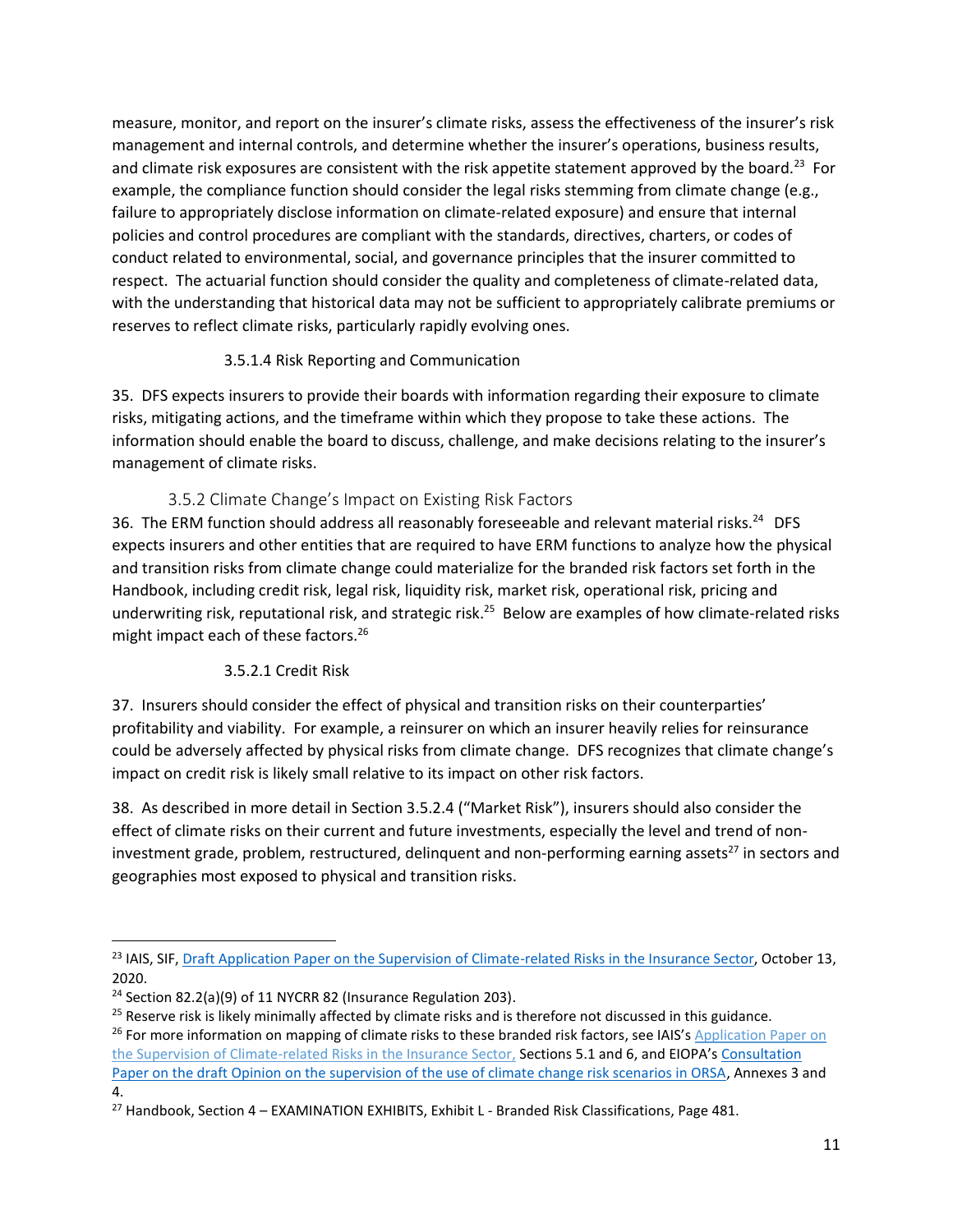measure, monitor, and report on the insurer's climate risks, assess the effectiveness of the insurer's risk management and internal controls, and determine whether the insurer's operations, business results, and climate risk exposures are consistent with the risk appetite statement approved by the board.[23] For example, the compliance function should consider the legal risks stemming from climate change (e.g., failure to appropriately disclose information on climate-related exposure) and ensure that internal policies and control procedures are compliant with the standards, directives, charters, or codes of conduct related to environmental, social, and governance principles that the insurer committed to respect. The actuarial function should consider the quality and completeness of climate-related data, with the understanding that historical data may not be sufficient to appropriately calibrate premiums or reserves to reflect climate risks, particularly rapidly evolving ones.

#### 3.5.1.4 Risk Reporting and Communication

35. DFS expects insurers to provide their boards with information regarding their exposure to climate risks, mitigating actions, and the timeframe within which they propose to take these actions. The information should enable the board to discuss, challenge, and make decisions relating to the insurer's management of climate risks.

### 3.5.2 Climate Change's Impact on Existing Risk Factors

36. The ERM function should address all reasonably foreseeable and relevant material risks.[24] DFS expects insurers and other entities that are required to have ERM functions to analyze how the physical and transition risks from climate change could materialize for the branded risk factors set forth in the Handbook, including credit risk, legal risk, liquidity risk, market risk, operational risk, pricing and underwriting risk, reputational risk, and strategic risk.[25] Below are examples of how climate-related risks might impact each of these factors.[26]

#### 3.5.2.1 Credit Risk

37. Insurers should consider the effect of physical and transition risks on their counterparties' profitability and viability. For example, a reinsurer on which an insurer heavily relies for reinsurance could be adversely affected by physical risks from climate change. DFS recognizes that climate change's impact on credit risk is likely small relative to its impact on other risk factors.

38. As described in more detail in Section 3.5.2.4 ("Market Risk"), insurers should also consider the effect of climate risks on their current and future investments, especially the level and trend of non-investment grade, problem, restructured, delinquent and non-performing earning assets[27] in sectors and geographies most exposed to physical and transition risks.

---

[23] IAIS, SIF, Draft Application Paper on the Supervision of Climate-related Risks in the Insurance Sector, October 13, 2020.

[24] Section 82.2(a)(9) of 11 NYCRR 82 (Insurance Regulation 203).

[25] Reserve risk is likely minimally affected by climate risks and is therefore not discussed in this guidance.

[26] For more information on mapping of climate risks to these branded risk factors, see IAIS's Application Paper on the Supervision of Climate-related Risks in the Insurance Sector, Sections 5.1 and 6, and EIOPA's Consultation Paper on the draft Opinion on the supervision of the use of climate change risk scenarios in ORSA, Annexes 3 and 4.

[27] Handbook, Section 4 – EXAMINATION EXHIBITS, Exhibit L - Branded Risk Classifications, Page 481.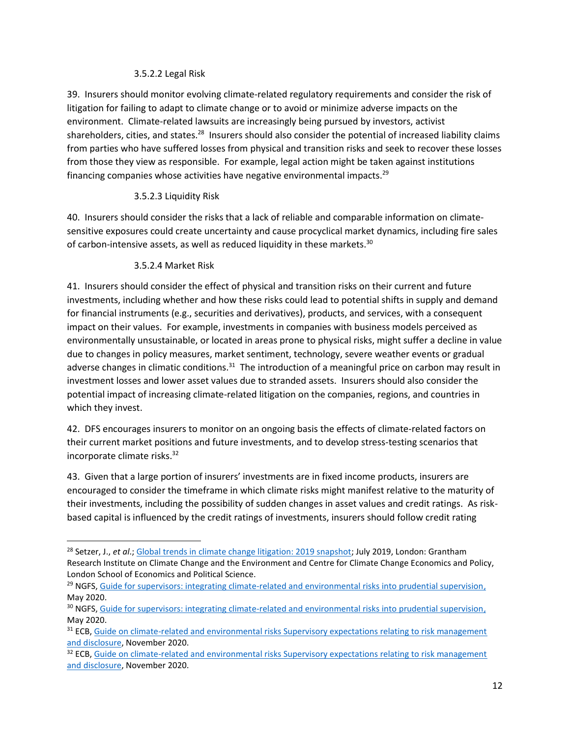#### 3.5.2.2 Legal Risk

39. Insurers should monitor evolving climate-related regulatory requirements and consider the risk of litigation for failing to adapt to climate change or to avoid or minimize adverse impacts on the environment. Climate-related lawsuits are increasingly being pursued by investors, activist shareholders, cities, and states.[28] Insurers should also consider the potential of increased liability claims from parties who have suffered losses from physical and transition risks and seek to recover these losses from those they view as responsible. For example, legal action might be taken against institutions financing companies whose activities have negative environmental impacts.[29]

#### 3.5.2.3 Liquidity Risk

40. Insurers should consider the risks that a lack of reliable and comparable information on climate-sensitive exposures could create uncertainty and cause procyclical market dynamics, including fire sales of carbon-intensive assets, as well as reduced liquidity in these markets.[30]

#### 3.5.2.4 Market Risk

41. Insurers should consider the effect of physical and transition risks on their current and future investments, including whether and how these risks could lead to potential shifts in supply and demand for financial instruments (e.g., securities and derivatives), products, and services, with a consequent impact on their values. For example, investments in companies with business models perceived as environmentally unsustainable, or located in areas prone to physical risks, might suffer a decline in value due to changes in policy measures, market sentiment, technology, severe weather events or gradual adverse changes in climatic conditions.[31] The introduction of a meaningful price on carbon may result in investment losses and lower asset values due to stranded assets. Insurers should also consider the potential impact of increasing climate-related litigation on the companies, regions, and countries in which they invest.

42. DFS encourages insurers to monitor on an ongoing basis the effects of climate-related factors on their current market positions and future investments, and to develop stress-testing scenarios that incorporate climate risks.[32]

43. Given that a large portion of insurers' investments are in fixed income products, insurers are encouraged to consider the timeframe in which climate risks might manifest relative to the maturity of their investments, including the possibility of sudden changes in asset values and credit ratings. As risk-based capital is influenced by the credit ratings of investments, insurers should follow credit rating

---

[28] Setzer, J., *et al*.; Global trends in climate change litigation: 2019 snapshot; July 2019, London: Grantham Research Institute on Climate Change and the Environment and Centre for Climate Change Economics and Policy, London School of Economics and Political Science.

[29] NGFS, Guide for supervisors: integrating climate-related and environmental risks into prudential supervision, May 2020.

[30] NGFS, Guide for supervisors: integrating climate-related and environmental risks into prudential supervision, May 2020.

[31] ECB, Guide on climate-related and environmental risks Supervisory expectations relating to risk management and disclosure, November 2020.

[32] ECB, Guide on climate-related and environmental risks Supervisory expectations relating to risk management and disclosure, November 2020.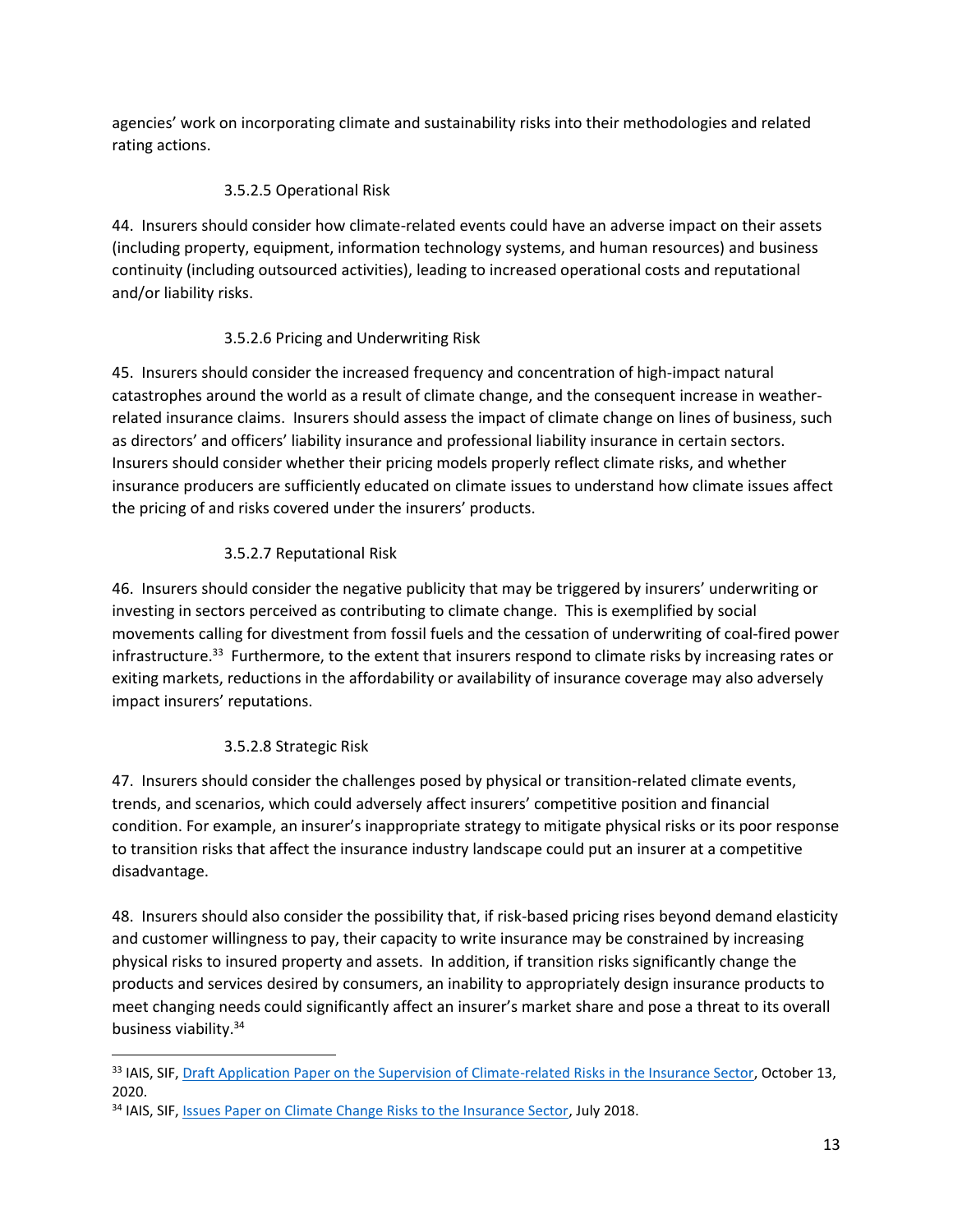agencies' work on incorporating climate and sustainability risks into their methodologies and related rating actions.

#### 3.5.2.5 Operational Risk

44. Insurers should consider how climate-related events could have an adverse impact on their assets (including property, equipment, information technology systems, and human resources) and business continuity (including outsourced activities), leading to increased operational costs and reputational and/or liability risks.

#### 3.5.2.6 Pricing and Underwriting Risk

45. Insurers should consider the increased frequency and concentration of high-impact natural catastrophes around the world as a result of climate change, and the consequent increase in weather-related insurance claims. Insurers should assess the impact of climate change on lines of business, such as directors' and officers' liability insurance and professional liability insurance in certain sectors. Insurers should consider whether their pricing models properly reflect climate risks, and whether insurance producers are sufficiently educated on climate issues to understand how climate issues affect the pricing of and risks covered under the insurers' products.

#### 3.5.2.7 Reputational Risk

46. Insurers should consider the negative publicity that may be triggered by insurers' underwriting or investing in sectors perceived as contributing to climate change. This is exemplified by social movements calling for divestment from fossil fuels and the cessation of underwriting of coal-fired power infrastructure.[33] Furthermore, to the extent that insurers respond to climate risks by increasing rates or exiting markets, reductions in the affordability or availability of insurance coverage may also adversely impact insurers' reputations.

#### 3.5.2.8 Strategic Risk

47. Insurers should consider the challenges posed by physical or transition-related climate events, trends, and scenarios, which could adversely affect insurers' competitive position and financial condition. For example, an insurer's inappropriate strategy to mitigate physical risks or its poor response to transition risks that affect the insurance industry landscape could put an insurer at a competitive disadvantage.

48. Insurers should also consider the possibility that, if risk-based pricing rises beyond demand elasticity and customer willingness to pay, their capacity to write insurance may be constrained by increasing physical risks to insured property and assets. In addition, if transition risks significantly change the products and services desired by consumers, an inability to appropriately design insurance products to meet changing needs could significantly affect an insurer's market share and pose a threat to its overall business viability.[34]

---

[33] IAIS, SIF, Draft Application Paper on the Supervision of Climate-related Risks in the Insurance Sector, October 13, 2020.

[34] IAIS, SIF, Issues Paper on Climate Change Risks to the Insurance Sector, July 2018.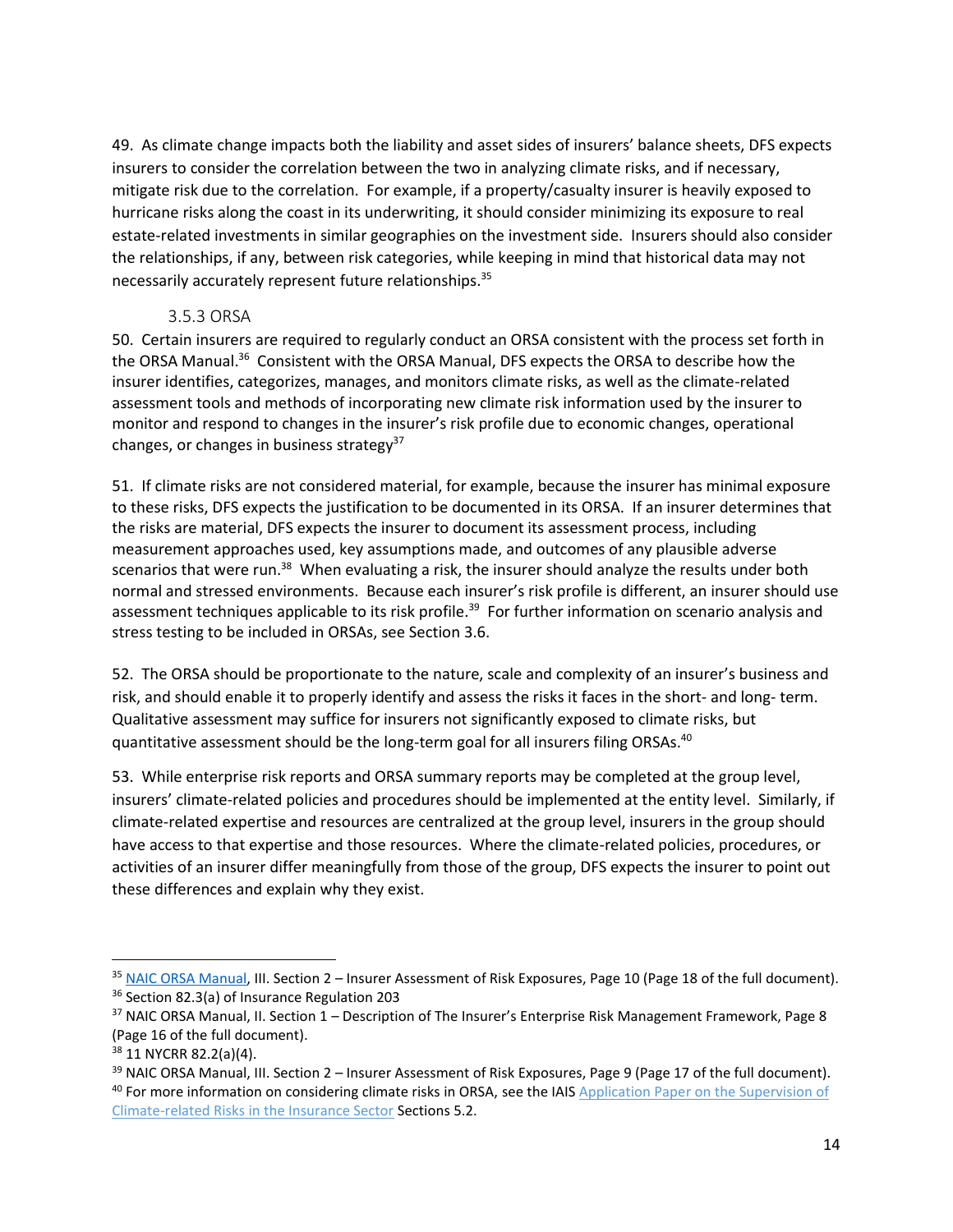49. As climate change impacts both the liability and asset sides of insurers' balance sheets, DFS expects insurers to consider the correlation between the two in analyzing climate risks, and if necessary, mitigate risk due to the correlation. For example, if a property/casualty insurer is heavily exposed to hurricane risks along the coast in its underwriting, it should consider minimizing its exposure to real estate-related investments in similar geographies on the investment side. Insurers should also consider the relationships, if any, between risk categories, while keeping in mind that historical data may not necessarily accurately represent future relationships.[35]

### 3.5.3 ORSA

50. Certain insurers are required to regularly conduct an ORSA consistent with the process set forth in the ORSA Manual.[36] Consistent with the ORSA Manual, DFS expects the ORSA to describe how the insurer identifies, categorizes, manages, and monitors climate risks, as well as the climate-related assessment tools and methods of incorporating new climate risk information used by the insurer to monitor and respond to changes in the insurer's risk profile due to economic changes, operational changes, or changes in business strategy[37]

51. If climate risks are not considered material, for example, because the insurer has minimal exposure to these risks, DFS expects the justification to be documented in its ORSA. If an insurer determines that the risks are material, DFS expects the insurer to document its assessment process, including measurement approaches used, key assumptions made, and outcomes of any plausible adverse scenarios that were run.[38] When evaluating a risk, the insurer should analyze the results under both normal and stressed environments. Because each insurer's risk profile is different, an insurer should use assessment techniques applicable to its risk profile.[39] For further information on scenario analysis and stress testing to be included in ORSAs, see Section 3.6.

52. The ORSA should be proportionate to the nature, scale and complexity of an insurer's business and risk, and should enable it to properly identify and assess the risks it faces in the short- and long- term. Qualitative assessment may suffice for insurers not significantly exposed to climate risks, but quantitative assessment should be the long-term goal for all insurers filing ORSAs.[40]

53. While enterprise risk reports and ORSA summary reports may be completed at the group level, insurers' climate-related policies and procedures should be implemented at the entity level. Similarly, if climate-related expertise and resources are centralized at the group level, insurers in the group should have access to that expertise and those resources. Where the climate-related policies, procedures, or activities of an insurer differ meaningfully from those of the group, DFS expects the insurer to point out these differences and explain why they exist.

---

[35] NAIC ORSA Manual, III. Section 2 – Insurer Assessment of Risk Exposures, Page 10 (Page 18 of the full document).

[36] Section 82.3(a) of Insurance Regulation 203

[37] NAIC ORSA Manual, II. Section 1 – Description of The Insurer's Enterprise Risk Management Framework, Page 8 (Page 16 of the full document).

[38] 11 NYCRR 82.2(a)(4).

[39] NAIC ORSA Manual, III. Section 2 – Insurer Assessment of Risk Exposures, Page 9 (Page 17 of the full document).

[40] For more information on considering climate risks in ORSA, see the IAIS Application Paper on the Supervision of Climate-related Risks in the Insurance Sector Sections 5.2.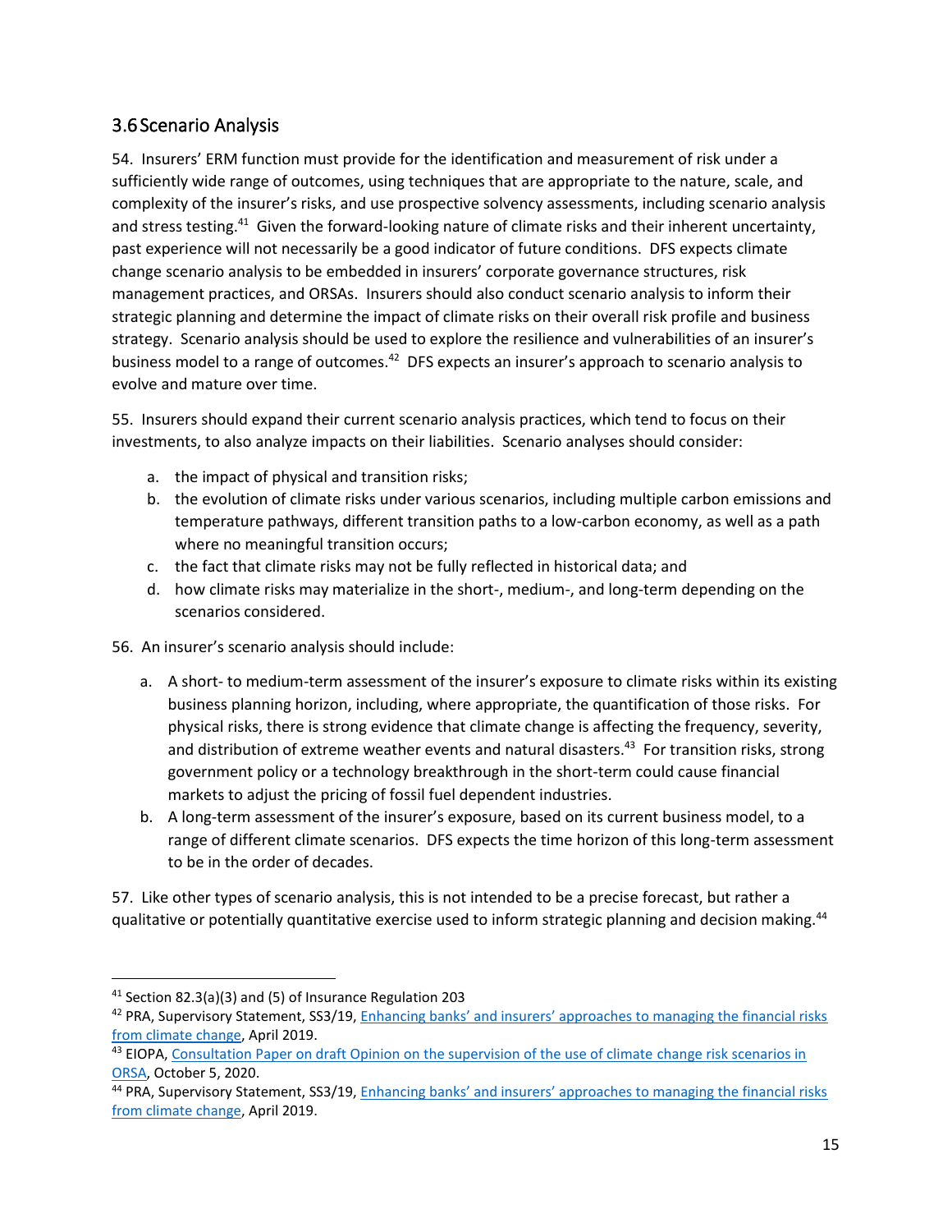## 3.6 Scenario Analysis

54. Insurers' ERM function must provide for the identification and measurement of risk under a sufficiently wide range of outcomes, using techniques that are appropriate to the nature, scale, and complexity of the insurer's risks, and use prospective solvency assessments, including scenario analysis and stress testing.[41] Given the forward-looking nature of climate risks and their inherent uncertainty, past experience will not necessarily be a good indicator of future conditions. DFS expects climate change scenario analysis to be embedded in insurers' corporate governance structures, risk management practices, and ORSAs. Insurers should also conduct scenario analysis to inform their strategic planning and determine the impact of climate risks on their overall risk profile and business strategy. Scenario analysis should be used to explore the resilience and vulnerabilities of an insurer's business model to a range of outcomes.[42] DFS expects an insurer's approach to scenario analysis to evolve and mature over time.

55. Insurers should expand their current scenario analysis practices, which tend to focus on their investments, to also analyze impacts on their liabilities. Scenario analyses should consider:

a. the impact of physical and transition risks;
b. the evolution of climate risks under various scenarios, including multiple carbon emissions and temperature pathways, different transition paths to a low-carbon economy, as well as a path where no meaningful transition occurs;
c. the fact that climate risks may not be fully reflected in historical data; and
d. how climate risks may materialize in the short-, medium-, and long-term depending on the scenarios considered.

56. An insurer's scenario analysis should include:

a. A short- to medium-term assessment of the insurer's exposure to climate risks within its existing business planning horizon, including, where appropriate, the quantification of those risks. For physical risks, there is strong evidence that climate change is affecting the frequency, severity, and distribution of extreme weather events and natural disasters.[43] For transition risks, strong government policy or a technology breakthrough in the short-term could cause financial markets to adjust the pricing of fossil fuel dependent industries.
b. A long-term assessment of the insurer's exposure, based on its current business model, to a range of different climate scenarios. DFS expects the time horizon of this long-term assessment to be in the order of decades.

57. Like other types of scenario analysis, this is not intended to be a precise forecast, but rather a qualitative or potentially quantitative exercise used to inform strategic planning and decision making.[44]

---

[41] Section 82.3(a)(3) and (5) of Insurance Regulation 203

[42] PRA, Supervisory Statement, SS3/19, Enhancing banks' and insurers' approaches to managing the financial risks from climate change, April 2019.

[43] EIOPA, Consultation Paper on draft Opinion on the supervision of the use of climate change risk scenarios in ORSA, October 5, 2020.

[44] PRA, Supervisory Statement, SS3/19, Enhancing banks' and insurers' approaches to managing the financial risks from climate change, April 2019.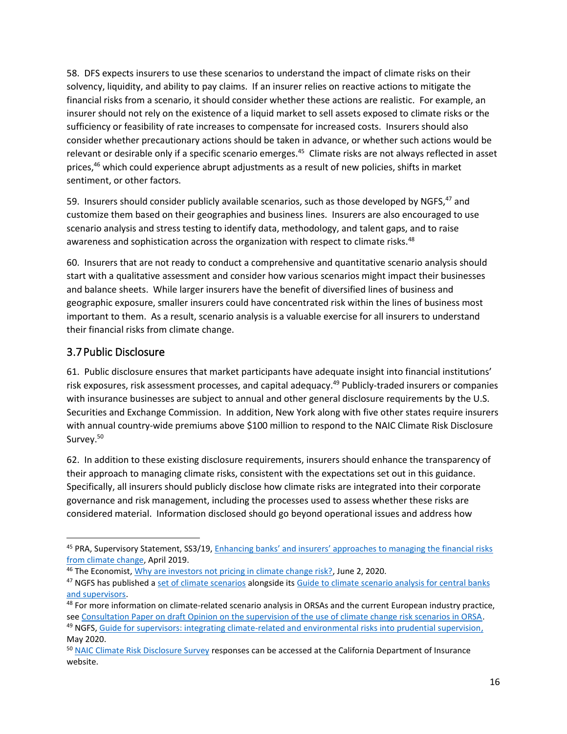58. DFS expects insurers to use these scenarios to understand the impact of climate risks on their solvency, liquidity, and ability to pay claims. If an insurer relies on reactive actions to mitigate the financial risks from a scenario, it should consider whether these actions are realistic. For example, an insurer should not rely on the existence of a liquid market to sell assets exposed to climate risks or the sufficiency or feasibility of rate increases to compensate for increased costs. Insurers should also consider whether precautionary actions should be taken in advance, or whether such actions would be relevant or desirable only if a specific scenario emerges.[45] Climate risks are not always reflected in asset prices,[46] which could experience abrupt adjustments as a result of new policies, shifts in market sentiment, or other factors.

59. Insurers should consider publicly available scenarios, such as those developed by NGFS,[47] and customize them based on their geographies and business lines. Insurers are also encouraged to use scenario analysis and stress testing to identify data, methodology, and talent gaps, and to raise awareness and sophistication across the organization with respect to climate risks.[48]

60. Insurers that are not ready to conduct a comprehensive and quantitative scenario analysis should start with a qualitative assessment and consider how various scenarios might impact their businesses and balance sheets. While larger insurers have the benefit of diversified lines of business and geographic exposure, smaller insurers could have concentrated risk within the lines of business most important to them. As a result, scenario analysis is a valuable exercise for all insurers to understand their financial risks from climate change.

## 3.7 Public Disclosure

61. Public disclosure ensures that market participants have adequate insight into financial institutions' risk exposures, risk assessment processes, and capital adequacy.[49] Publicly-traded insurers or companies with insurance businesses are subject to annual and other general disclosure requirements by the U.S. Securities and Exchange Commission. In addition, New York along with five other states require insurers with annual country-wide premiums above $100 million to respond to the NAIC Climate Risk Disclosure Survey.[50]

62. In addition to these existing disclosure requirements, insurers should enhance the transparency of their approach to managing climate risks, consistent with the expectations set out in this guidance. Specifically, all insurers should publicly disclose how climate risks are integrated into their corporate governance and risk management, including the processes used to assess whether these risks are considered material. Information disclosed should go beyond operational issues and address how

---

[45] PRA, Supervisory Statement, SS3/19, Enhancing banks' and insurers' approaches to managing the financial risks from climate change, April 2019.

[46] The Economist, Why are investors not pricing in climate change risk?, June 2, 2020.

[47] NGFS has published a set of climate scenarios alongside its Guide to climate scenario analysis for central banks and supervisors.

[48] For more information on climate-related scenario analysis in ORSAs and the current European industry practice, see Consultation Paper on draft Opinion on the supervision of the use of climate change risk scenarios in ORSA.

[49] NGFS, Guide for supervisors: integrating climate-related and environmental risks into prudential supervision, May 2020.

[50] NAIC Climate Risk Disclosure Survey responses can be accessed at the California Department of Insurance website.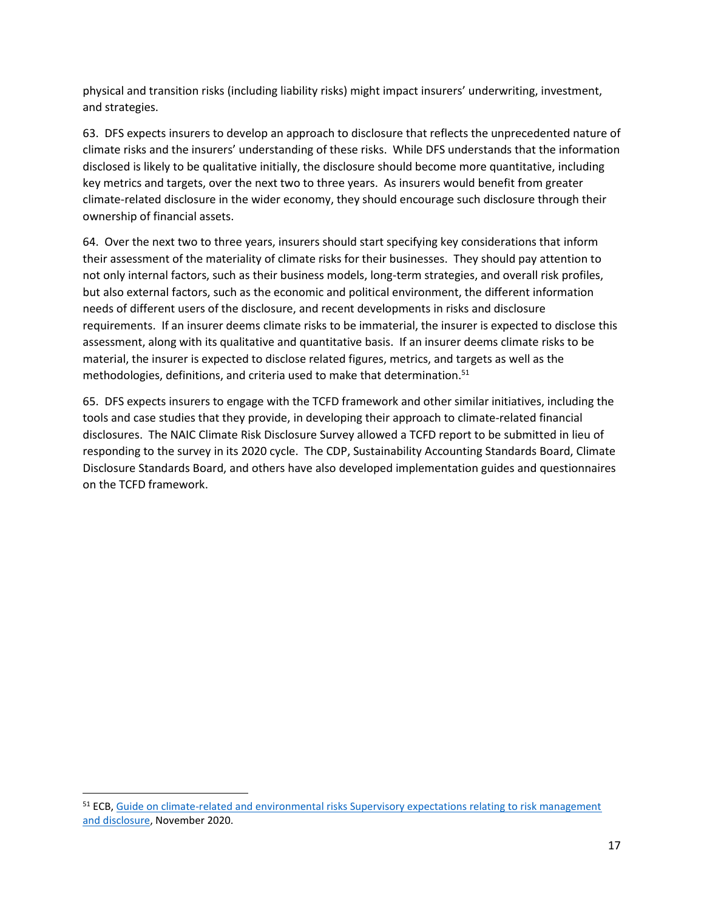physical and transition risks (including liability risks) might impact insurers' underwriting, investment, and strategies.

63. DFS expects insurers to develop an approach to disclosure that reflects the unprecedented nature of climate risks and the insurers' understanding of these risks. While DFS understands that the information disclosed is likely to be qualitative initially, the disclosure should become more quantitative, including key metrics and targets, over the next two to three years. As insurers would benefit from greater climate-related disclosure in the wider economy, they should encourage such disclosure through their ownership of financial assets.

64. Over the next two to three years, insurers should start specifying key considerations that inform their assessment of the materiality of climate risks for their businesses. They should pay attention to not only internal factors, such as their business models, long-term strategies, and overall risk profiles, but also external factors, such as the economic and political environment, the different information needs of different users of the disclosure, and recent developments in risks and disclosure requirements. If an insurer deems climate risks to be immaterial, the insurer is expected to disclose this assessment, along with its qualitative and quantitative basis. If an insurer deems climate risks to be material, the insurer is expected to disclose related figures, metrics, and targets as well as the methodologies, definitions, and criteria used to make that determination.[51]

65. DFS expects insurers to engage with the TCFD framework and other similar initiatives, including the tools and case studies that they provide, in developing their approach to climate-related financial disclosures. The NAIC Climate Risk Disclosure Survey allowed a TCFD report to be submitted in lieu of responding to the survey in its 2020 cycle. The CDP, Sustainability Accounting Standards Board, Climate Disclosure Standards Board, and others have also developed implementation guides and questionnaires on the TCFD framework.

---

[51] ECB, Guide on climate-related and environmental risks Supervisory expectations relating to risk management and disclosure, November 2020.